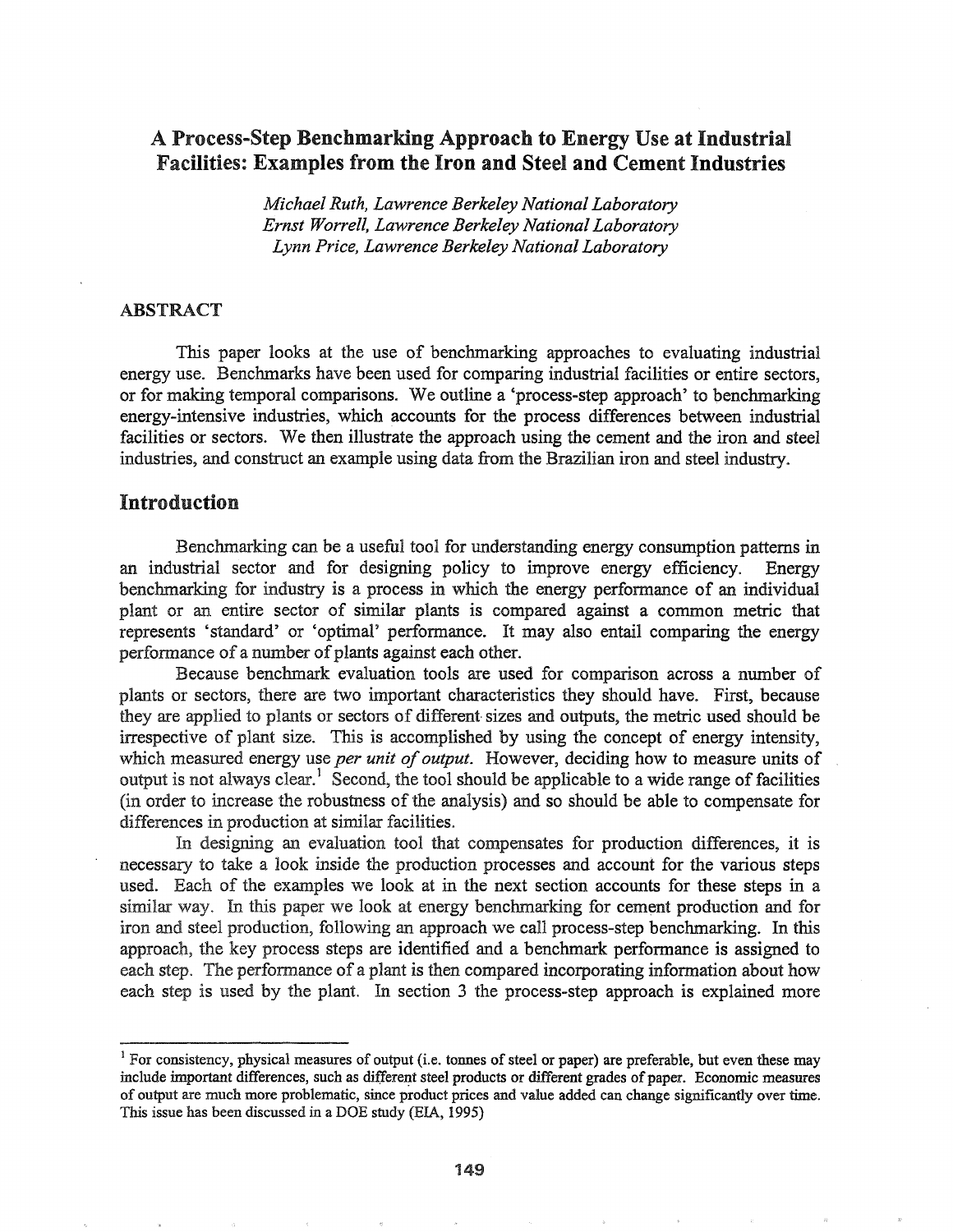# A Process-Step Benchmarking Approach to Energy Use at Industrial Facilities: Examples from the Iron and Steel and Cement Industries

*Michael Ruth, Lawrence Berkeley National Laboratory*
*Ernst Worrell, Lawrence Berkeley National Laboratory*
*Lynn Price, Lawrence Berkeley National Laboratory*

## ABSTRACT

This paper looks at the use of benchmarking approaches to evaluating industrial energy use. Benchmarks have been used for comparing industrial facilities or entire sectors, or for making temporal comparisons. We outline a 'process-step approach' to benchmarking energy-intensive industries, which accounts for the process differences between industrial facilities or sectors. We then illustrate the approach using the cement and the iron and steel industries, and construct an example using data from the Brazilian iron and steel industry.

## Introduction

Benchmarking can be a useful tool for understanding energy consumption patterns in an industrial sector and for designing policy to improve energy efficiency. Energy benchmarking for industry is a process in which the energy performance of an individual plant or an entire sector of similar plants is compared against a common metric that represents 'standard' or 'optimal' performance. It may also entail comparing the energy performance of a number of plants against each other.

Because benchmark evaluation tools are used for comparison across a number of plants or sectors, there are two important characteristics they should have. First, because they are applied to plants or sectors of different sizes and outputs, the metric used should be irrespective of plant size. This is accomplished by using the concept of energy intensity, which measured energy use *per unit of output*. However, deciding how to measure units of output is not always clear.[1] Second, the tool should be applicable to a wide range of facilities (in order to increase the robustness of the analysis) and so should be able to compensate for differences in production at similar facilities.

In designing an evaluation tool that compensates for production differences, it is necessary to take a look inside the production processes and account for the various steps used. Each of the examples we look at in the next section accounts for these steps in a similar way. In this paper we look at energy benchmarking for cement production and for iron and steel production, following an approach we call process-step benchmarking. In this approach, the key process steps are identified and a benchmark performance is assigned to each step. The performance of a plant is then compared incorporating information about how each step is used by the plant. In section 3 the process-step approach is explained more

[1] For consistency, physical measures of output (i.e. tonnes of steel or paper) are preferable, but even these may include important differences, such as different steel products or different grades of paper. Economic measures of output are much more problematic, since product prices and value added can change significantly over time. This issue has been discussed in a DOE study (EIA, 1995)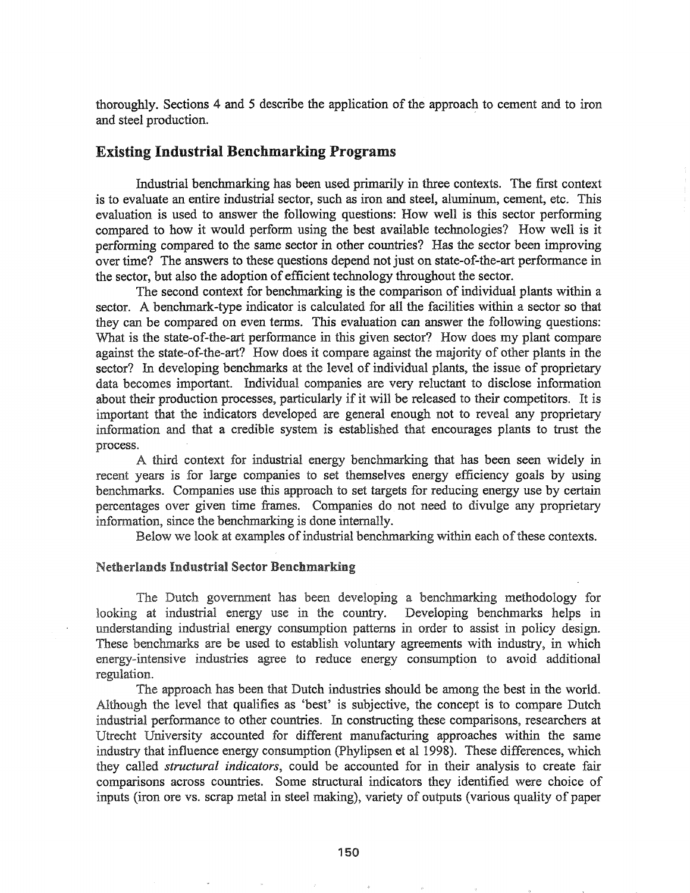thoroughly. Sections 4 and 5 describe the application of the approach to cement and to iron and steel production.

## Existing Industrial Benchmarking Programs

Industrial benchmarking has been used primarily in three contexts. The first context is to evaluate an entire industrial sector, such as iron and steel, aluminum, cement, etc. This evaluation is used to answer the following questions: How well is this sector performing compared to how it would perform using the best available technologies? How well is it performing compared to the same sector in other countries? Has the sector been improving over time? The answers to these questions depend not just on state-of-the-art performance in the sector, but also the adoption of efficient technology throughout the sector.

The second context for benchmarking is the comparison of individual plants within a sector. A benchmark-type indicator is calculated for all the facilities within a sector so that they can be compared on even terms. This evaluation can answer the following questions: What is the state-of-the-art performance in this given sector? How does my plant compare against the state-of-the-art? How does it compare against the majority of other plants in the sector? In developing benchmarks at the level of individual plants, the issue of proprietary data becomes important. Individual companies are very reluctant to disclose information about their production processes, particularly if it will be released to their competitors. It is important that the indicators developed are general enough not to reveal any proprietary information and that a credible system is established that encourages plants to trust the process.

A third context for industrial energy benchmarking that has been seen widely in recent years is for large companies to set themselves energy efficiency goals by using benchmarks. Companies use this approach to set targets for reducing energy use by certain percentages over given time frames. Companies do not need to divulge any proprietary information, since the benchmarking is done internally.

Below we look at examples of industrial benchmarking within each of these contexts.

### Netherlands Industrial Sector Benchmarking

The Dutch government has been developing a benchmarking methodology for looking at industrial energy use in the country. Developing benchmarks helps in understanding industrial energy consumption patterns in order to assist in policy design. These benchmarks are be used to establish voluntary agreements with industry, in which energy-intensive industries agree to reduce energy consumption to avoid additional regulation.

The approach has been that Dutch industries should be among the best in the world. Although the level that qualifies as 'best' is subjective, the concept is to compare Dutch industrial performance to other countries. In constructing these comparisons, researchers at Utrecht University accounted for different manufacturing approaches within the same industry that influence energy consumption (Phylipsen et al 1998). These differences, which they called *structural indicators*, could be accounted for in their analysis to create fair comparisons across countries. Some structural indicators they identified were choice of inputs (iron ore vs. scrap metal in steel making), variety of outputs (various quality of paper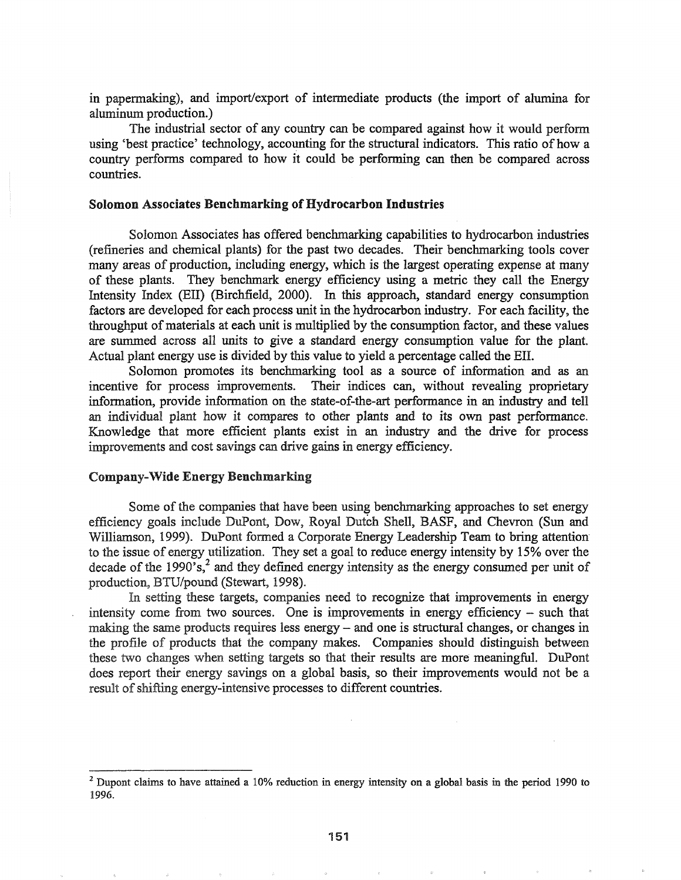in papermaking), and import/export of intermediate products (the import of alumina for aluminum production.)

The industrial sector of any country can be compared against how it would perform using 'best practice' technology, accounting for the structural indicators. This ratio of how a country performs compared to how it could be performing can then be compared across countries.

### Solomon Associates Benchmarking of Hydrocarbon Industries

Solomon Associates has offered benchmarking capabilities to hydrocarbon industries (refineries and chemical plants) for the past two decades. Their benchmarking tools cover many areas of production, including energy, which is the largest operating expense at many of these plants. They benchmark energy efficiency using a metric they call the Energy Intensity Index (EII) (Birchfield, 2000). In this approach, standard energy consumption factors are developed for each process unit in the hydrocarbon industry. For each facility, the throughput of materials at each unit is multiplied by the consumption factor, and these values are summed across all units to give a standard energy consumption value for the plant. Actual plant energy use is divided by this value to yield a percentage called the EII.

Solomon promotes its benchmarking tool as a source of information and as an incentive for process improvements. Their indices can, without revealing proprietary information, provide information on the state-of-the-art performance in an industry and tell an individual plant how it compares to other plants and to its own past performance. Knowledge that more efficient plants exist in an industry and the drive for process improvements and cost savings can drive gains in energy efficiency.

### Company-Wide Energy Benchmarking

Some of the companies that have been using benchmarking approaches to set energy efficiency goals include DuPont, Dow, Royal Dutch Shell, BASF, and Chevron (Sun and Williamson, 1999). DuPont formed a Corporate Energy Leadership Team to bring attention to the issue of energy utilization. They set a goal to reduce energy intensity by 15% over the decade of the 1990's,[2] and they defined energy intensity as the energy consumed per unit of production, BTU/pound (Stewart, 1998).

In setting these targets, companies need to recognize that improvements in energy intensity come from two sources. One is improvements in energy efficiency – such that making the same products requires less energy – and one is structural changes, or changes in the profile of products that the company makes. Companies should distinguish between these two changes when setting targets so that their results are more meaningful. DuPont does report their energy savings on a global basis, so their improvements would not be a result of shifting energy-intensive processes to different countries.

---

[2] Dupont claims to have attained a 10% reduction in energy intensity on a global basis in the period 1990 to 1996.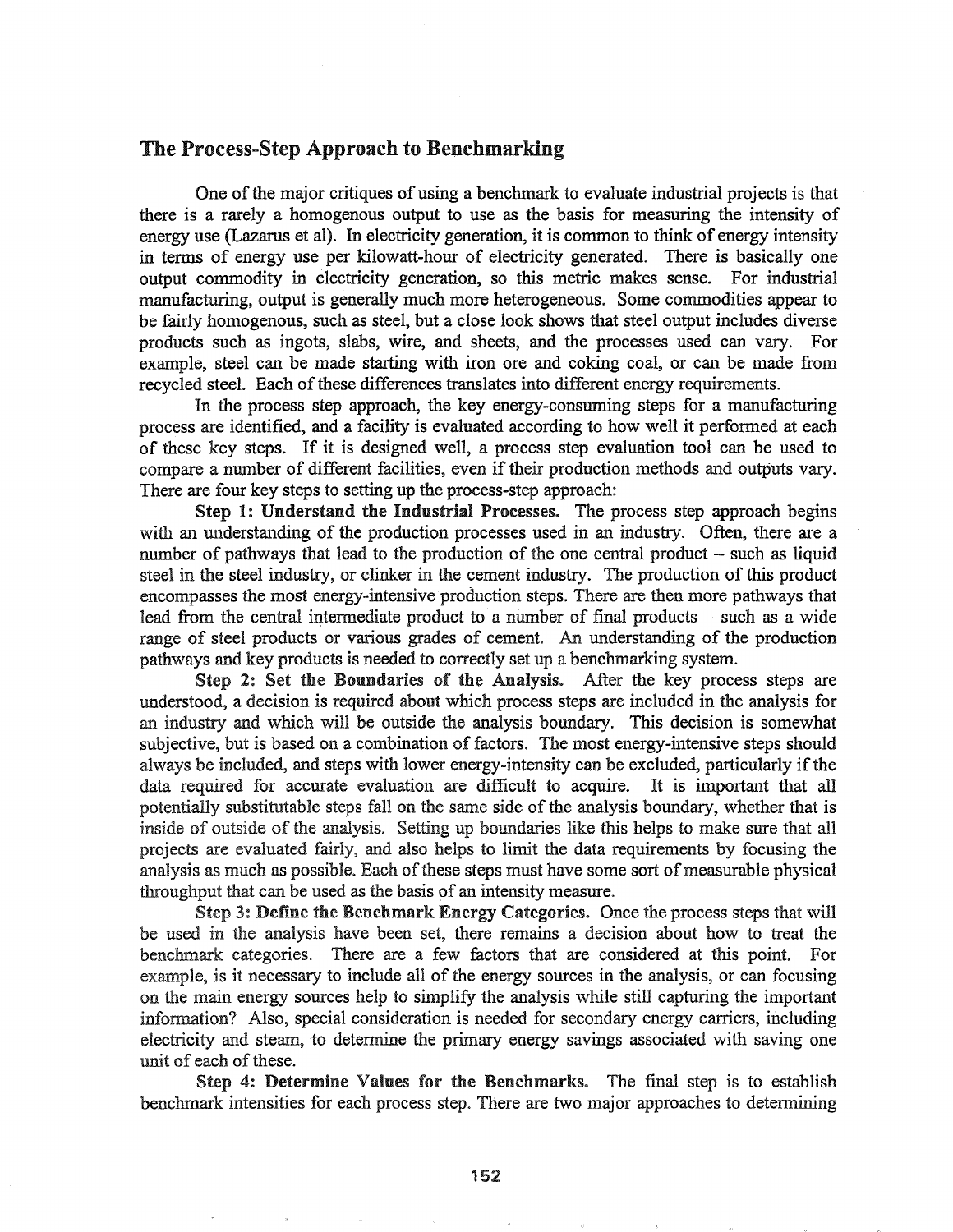## The Process-Step Approach to Benchmarking

One of the major critiques of using a benchmark to evaluate industrial projects is that there is a rarely a homogenous output to use as the basis for measuring the intensity of energy use (Lazarus et al). In electricity generation, it is common to think of energy intensity in terms of energy use per kilowatt-hour of electricity generated. There is basically one output commodity in electricity generation, so this metric makes sense. For industrial manufacturing, output is generally much more heterogeneous. Some commodities appear to be fairly homogenous, such as steel, but a close look shows that steel output includes diverse products such as ingots, slabs, wire, and sheets, and the processes used can vary. For example, steel can be made starting with iron ore and coking coal, or can be made from recycled steel. Each of these differences translates into different energy requirements.

In the process step approach, the key energy-consuming steps for a manufacturing process are identified, and a facility is evaluated according to how well it performed at each of these key steps. If it is designed well, a process step evaluation tool can be used to compare a number of different facilities, even if their production methods and outputs vary. There are four key steps to setting up the process-step approach:

**Step 1: Understand the Industrial Processes.** The process step approach begins with an understanding of the production processes used in an industry. Often, there are a number of pathways that lead to the production of the one central product – such as liquid steel in the steel industry, or clinker in the cement industry. The production of this product encompasses the most energy-intensive production steps. There are then more pathways that lead from the central intermediate product to a number of final products – such as a wide range of steel products or various grades of cement. An understanding of the production pathways and key products is needed to correctly set up a benchmarking system.

**Step 2: Set the Boundaries of the Analysis.** After the key process steps are understood, a decision is required about which process steps are included in the analysis for an industry and which will be outside the analysis boundary. This decision is somewhat subjective, but is based on a combination of factors. The most energy-intensive steps should always be included, and steps with lower energy-intensity can be excluded, particularly if the data required for accurate evaluation are difficult to acquire. It is important that all potentially substitutable steps fall on the same side of the analysis boundary, whether that is inside of outside of the analysis. Setting up boundaries like this helps to make sure that all projects are evaluated fairly, and also helps to limit the data requirements by focusing the analysis as much as possible. Each of these steps must have some sort of measurable physical throughput that can be used as the basis of an intensity measure.

**Step 3: Define the Benchmark Energy Categories.** Once the process steps that will be used in the analysis have been set, there remains a decision about how to treat the benchmark categories. There are a few factors that are considered at this point. For example, is it necessary to include all of the energy sources in the analysis, or can focusing on the main energy sources help to simplify the analysis while still capturing the important information? Also, special consideration is needed for secondary energy carriers, including electricity and steam, to determine the primary energy savings associated with saving one unit of each of these.

**Step 4: Determine Values for the Benchmarks.** The final step is to establish benchmark intensities for each process step. There are two major approaches to determining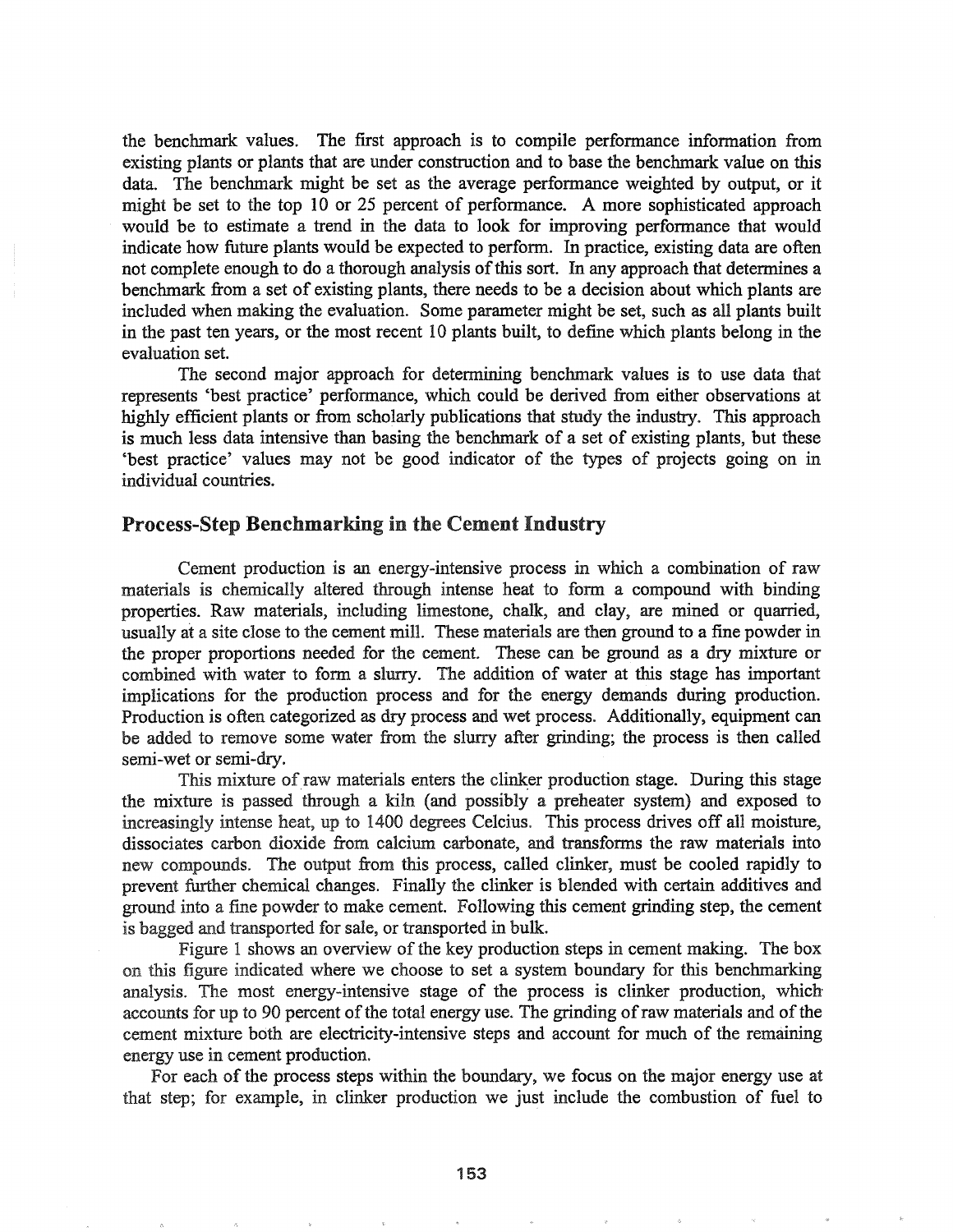the benchmark values. The first approach is to compile performance information from existing plants or plants that are under construction and to base the benchmark value on this data. The benchmark might be set as the average performance weighted by output, or it might be set to the top 10 or 25 percent of performance. A more sophisticated approach would be to estimate a trend in the data to look for improving performance that would indicate how future plants would be expected to perform. In practice, existing data are often not complete enough to do a thorough analysis of this sort. In any approach that determines a benchmark from a set of existing plants, there needs to be a decision about which plants are included when making the evaluation. Some parameter might be set, such as all plants built in the past ten years, or the most recent 10 plants built, to define which plants belong in the evaluation set.

The second major approach for determining benchmark values is to use data that represents 'best practice' performance, which could be derived from either observations at highly efficient plants or from scholarly publications that study the industry. This approach is much less data intensive than basing the benchmark of a set of existing plants, but these 'best practice' values may not be good indicator of the types of projects going on in individual countries.

## Process-Step Benchmarking in the Cement Industry

Cement production is an energy-intensive process in which a combination of raw materials is chemically altered through intense heat to form a compound with binding properties. Raw materials, including limestone, chalk, and clay, are mined or quarried, usually at a site close to the cement mill. These materials are then ground to a fine powder in the proper proportions needed for the cement. These can be ground as a dry mixture or combined with water to form a slurry. The addition of water at this stage has important implications for the production process and for the energy demands during production. Production is often categorized as dry process and wet process. Additionally, equipment can be added to remove some water from the slurry after grinding; the process is then called semi-wet or semi-dry.

This mixture of raw materials enters the clinker production stage. During this stage the mixture is passed through a kiln (and possibly a preheater system) and exposed to increasingly intense heat, up to 1400 degrees Celcius. This process drives off all moisture, dissociates carbon dioxide from calcium carbonate, and transforms the raw materials into new compounds. The output from this process, called clinker, must be cooled rapidly to prevent further chemical changes. Finally the clinker is blended with certain additives and ground into a fine powder to make cement. Following this cement grinding step, the cement is bagged and transported for sale, or transported in bulk.

Figure 1 shows an overview of the key production steps in cement making. The box on this figure indicated where we choose to set a system boundary for this benchmarking analysis. The most energy-intensive stage of the process is clinker production, which accounts for up to 90 percent of the total energy use. The grinding of raw materials and of the cement mixture both are electricity-intensive steps and account for much of the remaining energy use in cement production.

For each of the process steps within the boundary, we focus on the major energy use at that step; for example, in clinker production we just include the combustion of fuel to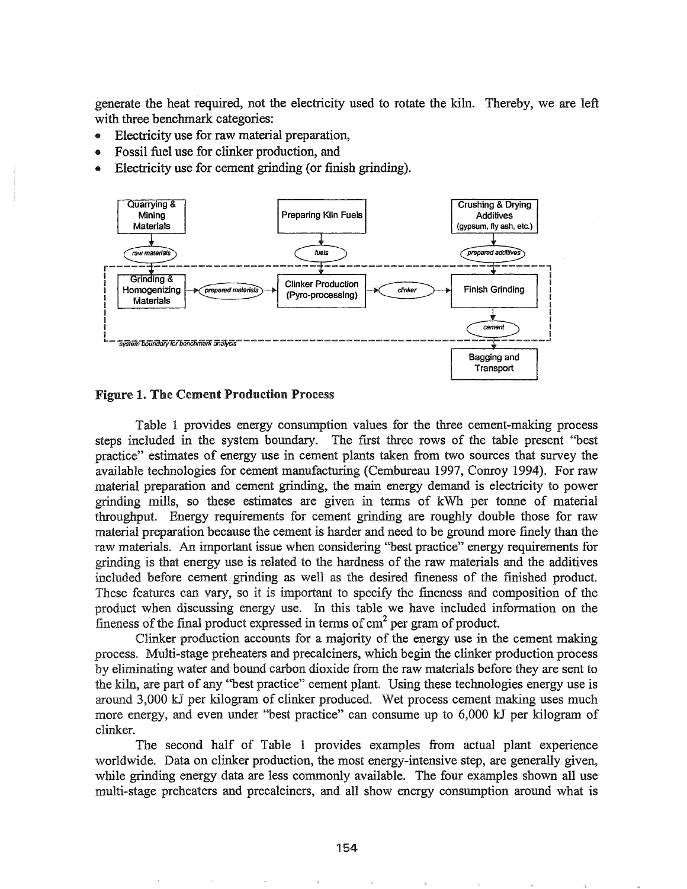generate the heat required, not the electricity used to rotate the kiln. Thereby, we are left with three benchmark categories:

- Electricity use for raw material preparation,
- Fossil fuel use for clinker production, and
- Electricity use for cement grinding (or finish grinding).

**Figure 1. The Cement Production Process**

Table 1 provides energy consumption values for the three cement-making process steps included in the system boundary. The first three rows of the table present "best practice" estimates of energy use in cement plants taken from two sources that survey the available technologies for cement manufacturing (Cembureau 1997, Conroy 1994). For raw material preparation and cement grinding, the main energy demand is electricity to power grinding mills, so these estimates are given in terms of kWh per tonne of material throughput. Energy requirements for cement grinding are roughly double those for raw material preparation because the cement is harder and need to be ground more finely than the raw materials. An important issue when considering "best practice" energy requirements for grinding is that energy use is related to the hardness of the raw materials and the additives included before cement grinding as well as the desired fineness of the finished product. These features can vary, so it is important to specify the fineness and composition of the product when discussing energy use. In this table we have included information on the fineness of the final product expressed in terms of $cm^2$ per gram of product.

Clinker production accounts for a majority of the energy use in the cement making process. Multi-stage preheaters and precalciners, which begin the clinker production process by eliminating water and bound carbon dioxide from the raw materials before they are sent to the kiln, are part of any "best practice" cement plant. Using these technologies energy use is around 3,000 kJ per kilogram of clinker produced. Wet process cement making uses much more energy, and even under "best practice" can consume up to 6,000 kJ per kilogram of clinker.

The second half of Table 1 provides examples from actual plant experience worldwide. Data on clinker production, the most energy-intensive step, are generally given, while grinding energy data are less commonly available. The four examples shown all use multi-stage preheaters and precalciners, and all show energy consumption around what is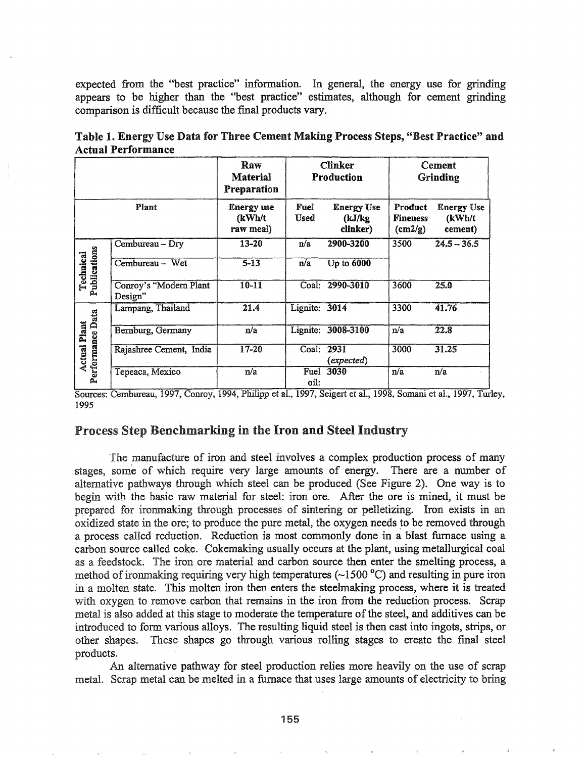expected from the "best practice" information. In general, the energy use for grinding appears to be higher than the "best practice" estimates, although for cement grinding comparison is difficult because the final products vary.

**Table 1. Energy Use Data for Three Cement Making Process Steps, "Best Practice" and Actual Performance**

| | | Raw Material Preparation | Clinker Production | | Cement Grinding | |
|---|---|---|---|---|---|---|
| | Plant | Energy use (kWh/t raw meal) | Fuel Used | Energy Use (kJ/kg clinker) | Product Fineness (cm2/g) | Energy Use (kWh/t cement) |
| Technical Publications | Cembureau – Dry | 13-20 | n/a | 2900-3200 | 3500 | 24.5 – 36.5 |
| | Cembureau – Wet | 5-13 | n/a | Up to 6000 | | |
| | Conroy's "Modern Plant Design" | 10-11 | Coal: | 2990-3010 | 3600 | 25.0 |
| Actual Plant Performance Data | Lampang, Thailand | 21.4 | Lignite: | 3014 | 3300 | 41.76 |
| | Bernburg, Germany | n/a | Lignite: | 3008-3100 | n/a | 22.8 |
| | Rajashree Cement, India | 17-20 | Coal: | 2931 (*expected*) | 3000 | 31.25 |
| | Tepeaca, Mexico | n/a | Fuel oil: | 3030 | n/a | n/a |

Sources: Cembureau, 1997, Conroy, 1994, Philipp et al., 1997, Seigert et al., 1998, Somani et al., 1997, Turley, 1995

## Process Step Benchmarking in the Iron and Steel Industry

The manufacture of iron and steel involves a complex production process of many stages, some of which require very large amounts of energy. There are a number of alternative pathways through which steel can be produced (See Figure 2). One way is to begin with the basic raw material for steel: iron ore. After the ore is mined, it must be prepared for ironmaking through processes of sintering or pelletizing. Iron exists in an oxidized state in the ore; to produce the pure metal, the oxygen needs to be removed through a process called reduction. Reduction is most commonly done in a blast furnace using a carbon source called coke. Cokemaking usually occurs at the plant, using metallurgical coal as a feedstock. The iron ore material and carbon source then enter the smelting process, a method of ironmaking requiring very high temperatures (~1500 °C) and resulting in pure iron in a molten state. This molten iron then enters the steelmaking process, where it is treated with oxygen to remove carbon that remains in the iron from the reduction process. Scrap metal is also added at this stage to moderate the temperature of the steel, and additives can be introduced to form various alloys. The resulting liquid steel is then cast into ingots, strips, or other shapes. These shapes go through various rolling stages to create the final steel products.

An alternative pathway for steel production relies more heavily on the use of scrap metal. Scrap metal can be melted in a furnace that uses large amounts of electricity to bring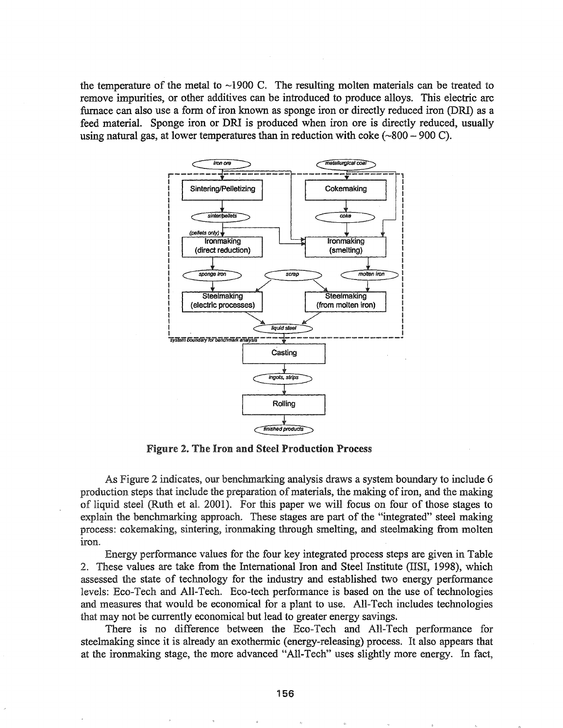the temperature of the metal to ~1900 C. The resulting molten materials can be treated to remove impurities, or other additives can be introduced to produce alloys. This electric arc furnace can also use a form of iron known as sponge iron or directly reduced iron (DRI) as a feed material. Sponge iron or DRI is produced when iron ore is directly reduced, usually using natural gas, at lower temperatures than in reduction with coke (~800 – 900 C).

**Figure 2. The Iron and Steel Production Process**

As Figure 2 indicates, our benchmarking analysis draws a system boundary to include 6 production steps that include the preparation of materials, the making of iron, and the making of liquid steel (Ruth et al. 2001). For this paper we will focus on four of those stages to explain the benchmarking approach. These stages are part of the "integrated" steel making process: cokemaking, sintering, ironmaking through smelting, and steelmaking from molten iron.

Energy performance values for the four key integrated process steps are given in Table 2. These values are take from the International Iron and Steel Institute (IISI, 1998), which assessed the state of technology for the industry and established two energy performance levels: Eco-Tech and All-Tech. Eco-tech performance is based on the use of technologies and measures that would be economical for a plant to use. All-Tech includes technologies that may not be currently economical but lead to greater energy savings.

There is no difference between the Eco-Tech and All-Tech performance for steelmaking since it is already an exothermic (energy-releasing) process. It also appears that at the ironmaking stage, the more advanced "All-Tech" uses slightly more energy. In fact,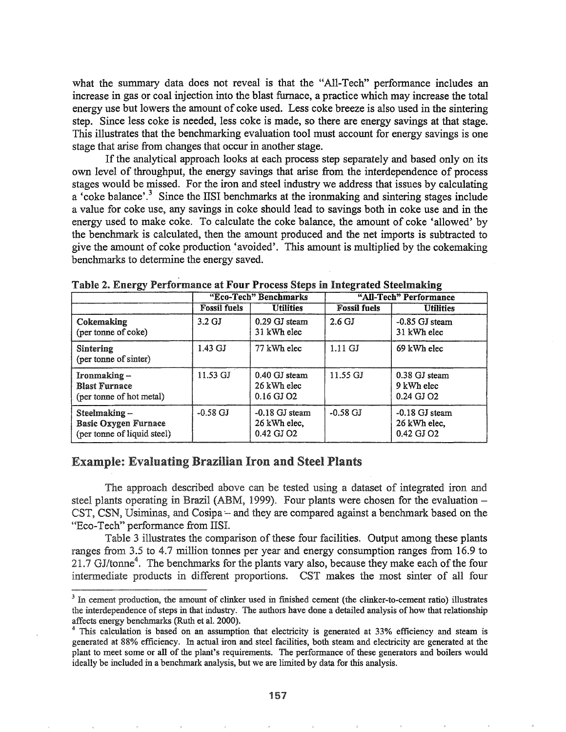what the summary data does not reveal is that the "All-Tech" performance includes an increase in gas or coal injection into the blast furnace, a practice which may increase the total energy use but lowers the amount of coke used. Less coke breeze is also used in the sintering step. Since less coke is needed, less coke is made, so there are energy savings at that stage. This illustrates that the benchmarking evaluation tool must account for energy savings is one stage that arise from changes that occur in another stage.

If the analytical approach looks at each process step separately and based only on its own level of throughput, the energy savings that arise from the interdependence of process stages would be missed. For the iron and steel industry we address that issues by calculating a 'coke balance'.[3] Since the IISI benchmarks at the ironmaking and sintering stages include a value for coke use, any savings in coke should lead to savings both in coke use and in the energy used to make coke. To calculate the coke balance, the amount of coke 'allowed' by the benchmark is calculated, then the amount produced and the net imports is subtracted to give the amount of coke production 'avoided'. This amount is multiplied by the cokemaking benchmarks to determine the energy saved.

**Table 2. Energy Performance at Four Process Steps in Integrated Steelmaking**

| | "Eco-Tech" Benchmarks | | "All-Tech" Performance | |
|---|---|---|---|---|
| | Fossil fuels | Utilities | Fossil fuels | Utilities |
| **Cokemaking** (per tonne of coke) | 3.2 GJ | 0.29 GJ steam<br>31 kWh elec | 2.6 GJ | -0.85 GJ steam<br>31 kWh elec |
| **Sintering** (per tonne of sinter) | 1.43 GJ | 77 kWh elec | 1.11 GJ | 69 kWh elec |
| **Ironmaking – Blast Furnace** (per tonne of hot metal) | 11.53 GJ | 0.40 GJ steam<br>26 kWh elec<br>0.16 GJ O2 | 11.55 GJ | 0.38 GJ steam<br>9 kWh elec<br>0.24 GJ O2 |
| **Steelmaking – Basic Oxygen Furnace** (per tonne of liquid steel) | -0.58 GJ | -0.18 GJ steam<br>26 kWh elec,<br>0.42 GJ O2 | -0.58 GJ | -0.18 GJ steam<br>26 kWh elec,<br>0.42 GJ O2 |

## Example: Evaluating Brazilian Iron and Steel Plants

The approach described above can be tested using a dataset of integrated iron and steel plants operating in Brazil (ABM, 1999). Four plants were chosen for the evaluation – CST, CSN, Usiminas, and Cosipa – and they are compared against a benchmark based on the "Eco-Tech" performance from IISI.

Table 3 illustrates the comparison of these four facilities. Output among these plants ranges from 3.5 to 4.7 million tonnes per year and energy consumption ranges from 16.9 to 21.7 GJ/tonne[4]. The benchmarks for the plants vary also, because they make each of the four intermediate products in different proportions. CST makes the most sinter of all four

[3] In cement production, the amount of clinker used in finished cement (the clinker-to-cement ratio) illustrates the interdependence of steps in that industry. The authors have done a detailed analysis of how that relationship affects energy benchmarks (Ruth et al. 2000).

[4] This calculation is based on an assumption that electricity is generated at 33% efficiency and steam is generated at 88% efficiency. In actual iron and steel facilities, both steam and electricity are generated at the plant to meet some or all of the plant's requirements. The performance of these generators and boilers would ideally be included in a benchmark analysis, but we are limited by data for this analysis.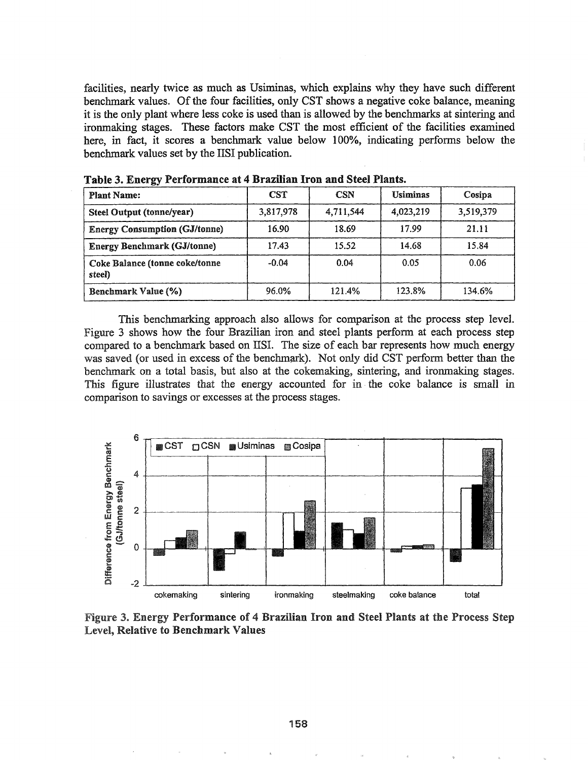facilities, nearly twice as much as Usiminas, which explains why they have such different benchmark values. Of the four facilities, only CST shows a negative coke balance, meaning it is the only plant where less coke is used than is allowed by the benchmarks at sintering and ironmaking stages. These factors make CST the most efficient of the facilities examined here, in fact, it scores a benchmark value below 100%, indicating performs below the benchmark values set by the IISI publication.

**Table 3. Energy Performance at 4 Brazilian Iron and Steel Plants.**

| Plant Name: | CST | CSN | Usiminas | Cosipa |
|---|---|---|---|---|
| Steel Output (tonne/year) | 3,817,978 | 4,711,544 | 4,023,219 | 3,519,379 |
| Energy Consumption (GJ/tonne) | 16.90 | 18.69 | 17.99 | 21.11 |
| Energy Benchmark (GJ/tonne) | 17.43 | 15.52 | 14.68 | 15.84 |
| Coke Balance (tonne coke/tonne steel) | -0.04 | 0.04 | 0.05 | 0.06 |
| Benchmark Value (%) | 96.0% | 121.4% | 123.8% | 134.6% |

This benchmarking approach also allows for comparison at the process step level. Figure 3 shows how the four Brazilian iron and steel plants perform at each process step compared to a benchmark based on IISI. The size of each bar represents how much energy was saved (or used in excess of the benchmark). Not only did CST perform better than the benchmark on a total basis, but also at the cokemaking, sintering, and ironmaking stages. This figure illustrates that the energy accounted for in the coke balance is small in comparison to savings or excesses at the process stages.

**Figure 3. Energy Performance of 4 Brazilian Iron and Steel Plants at the Process Step Level, Relative to Benchmark Values**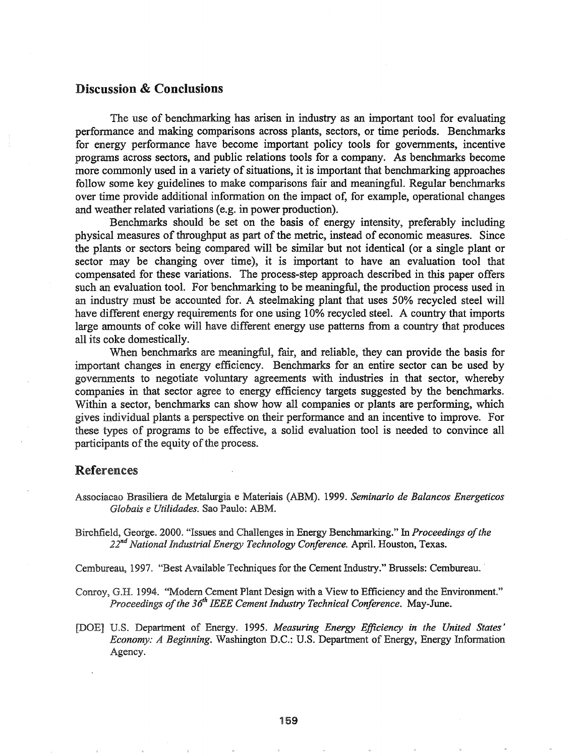## Discussion & Conclusions

The use of benchmarking has arisen in industry as an important tool for evaluating performance and making comparisons across plants, sectors, or time periods. Benchmarks for energy performance have become important policy tools for governments, incentive programs across sectors, and public relations tools for a company. As benchmarks become more commonly used in a variety of situations, it is important that benchmarking approaches follow some key guidelines to make comparisons fair and meaningful. Regular benchmarks over time provide additional information on the impact of, for example, operational changes and weather related variations (e.g. in power production).

Benchmarks should be set on the basis of energy intensity, preferably including physical measures of throughput as part of the metric, instead of economic measures. Since the plants or sectors being compared will be similar but not identical (or a single plant or sector may be changing over time), it is important to have an evaluation tool that compensated for these variations. The process-step approach described in this paper offers such an evaluation tool. For benchmarking to be meaningful, the production process used in an industry must be accounted for. A steelmaking plant that uses 50% recycled steel will have different energy requirements for one using 10% recycled steel. A country that imports large amounts of coke will have different energy use patterns from a country that produces all its coke domestically.

When benchmarks are meaningful, fair, and reliable, they can provide the basis for important changes in energy efficiency. Benchmarks for an entire sector can be used by governments to negotiate voluntary agreements with industries in that sector, whereby companies in that sector agree to energy efficiency targets suggested by the benchmarks. Within a sector, benchmarks can show how all companies or plants are performing, which gives individual plants a perspective on their performance and an incentive to improve. For these types of programs to be effective, a solid evaluation tool is needed to convince all participants of the equity of the process.

## References

Associacao Brasiliera de Metalurgia e Materiais (ABM). 1999. *Seminario de Balancos Energeticos Globais e Utilidades.* Sao Paulo: ABM.

Birchfield, George. 2000. "Issues and Challenges in Energy Benchmarking." In *Proceedings of the 22nd National Industrial Energy Technology Conference.* April. Houston, Texas.

Cembureau, 1997. "Best Available Techniques for the Cement Industry." Brussels: Cembureau.

Conroy, G.H. 1994. "Modern Cement Plant Design with a View to Efficiency and the Environment." *Proceedings of the 36th IEEE Cement Industry Technical Conference.* May-June.

[DOE] U.S. Department of Energy. 1995. *Measuring Energy Efficiency in the United States' Economy: A Beginning.* Washington D.C.: U.S. Department of Energy, Energy Information Agency.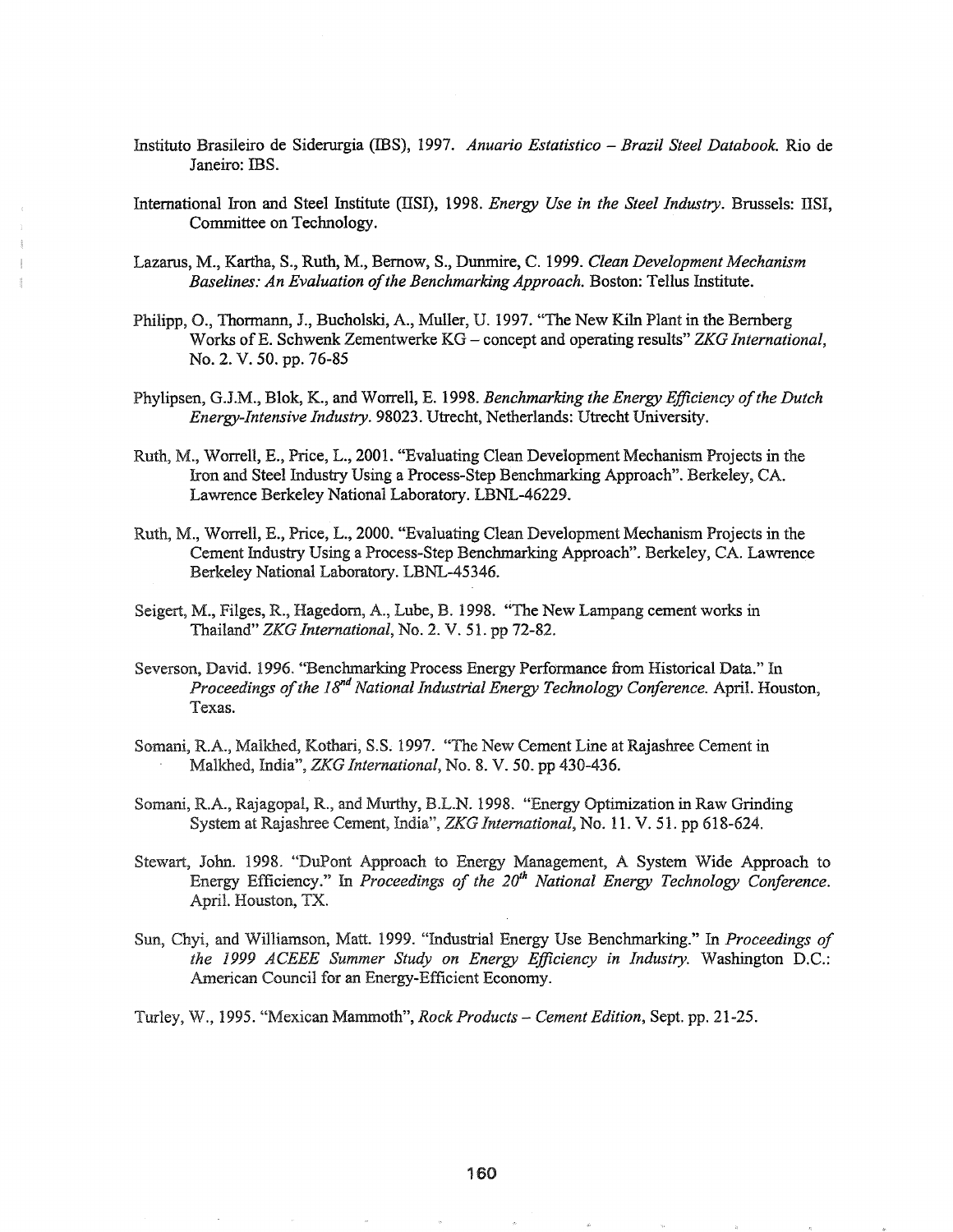Instituto Brasileiro de Siderurgia (IBS), 1997. *Anuario Estatistico – Brazil Steel Databook.* Rio de Janeiro: IBS.

International Iron and Steel Institute (IISI), 1998. *Energy Use in the Steel Industry.* Brussels: IISI, Committee on Technology.

Lazarus, M., Kartha, S., Ruth, M., Bernow, S., Dunmire, C. 1999. *Clean Development Mechanism Baselines: An Evaluation of the Benchmarking Approach.* Boston: Tellus Institute.

Philipp, O., Thormann, J., Bucholski, A., Muller, U. 1997. "The New Kiln Plant in the Bernberg Works of E. Schwenk Zementwerke KG – concept and operating results" *ZKG International,* No. 2. V. 50. pp. 76-85

Phylipsen, G.J.M., Blok, K., and Worrell, E. 1998. *Benchmarking the Energy Efficiency of the Dutch Energy-Intensive Industry.* 98023. Utrecht, Netherlands: Utrecht University.

Ruth, M., Worrell, E., Price, L., 2001. "Evaluating Clean Development Mechanism Projects in the Iron and Steel Industry Using a Process-Step Benchmarking Approach". Berkeley, CA. Lawrence Berkeley National Laboratory. LBNL-46229.

Ruth, M., Worrell, E., Price, L., 2000. "Evaluating Clean Development Mechanism Projects in the Cement Industry Using a Process-Step Benchmarking Approach". Berkeley, CA. Lawrence Berkeley National Laboratory. LBNL-45346.

Seigert, M., Filges, R., Hagedorn, A., Lube, B. 1998. "The New Lampang cement works in Thailand" *ZKG International,* No. 2. V. 51. pp 72-82.

Severson, David. 1996. "Benchmarking Process Energy Performance from Historical Data." In *Proceedings of the 18th National Industrial Energy Technology Conference.* April. Houston, Texas.

Somani, R.A., Malkhed, Kothari, S.S. 1997. "The New Cement Line at Rajashree Cement in Malkhed, India", *ZKG International,* No. 8. V. 50. pp 430-436.

Somani, R.A., Rajagopal, R., and Murthy, B.L.N. 1998. "Energy Optimization in Raw Grinding System at Rajashree Cement, India", *ZKG International,* No. 11. V. 51. pp 618-624.

Stewart, John. 1998. "DuPont Approach to Energy Management, A System Wide Approach to Energy Efficiency." In *Proceedings of the 20th National Energy Technology Conference.* April. Houston, TX.

Sun, Chyi, and Williamson, Matt. 1999. "Industrial Energy Use Benchmarking." In *Proceedings of the 1999 ACEEE Summer Study on Energy Efficiency in Industry.* Washington D.C.: American Council for an Energy-Efficient Economy.

Turley, W., 1995. "Mexican Mammoth", *Rock Products – Cement Edition,* Sept. pp. 21-25.